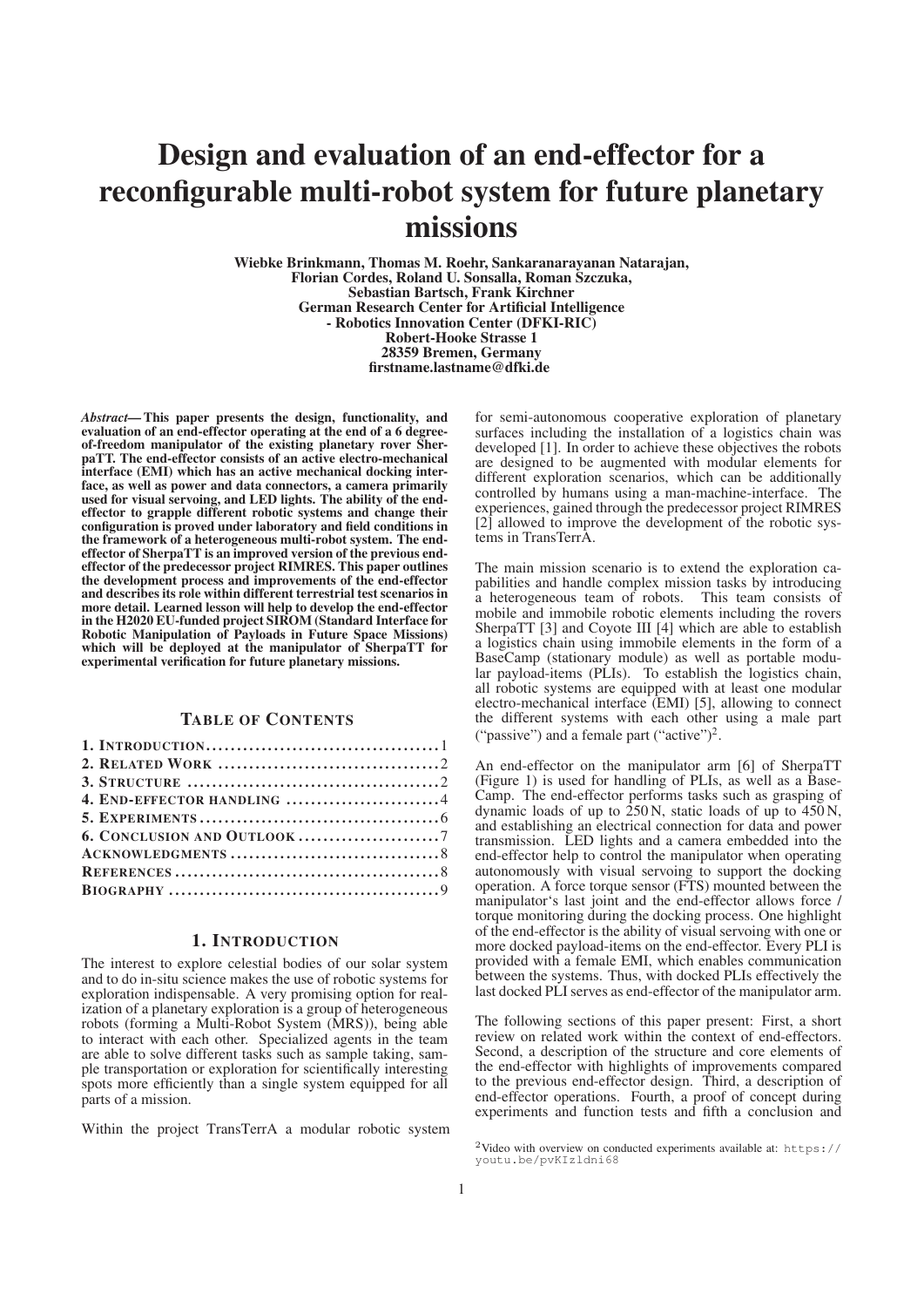# Design and evaluation of an end-effector for a reconfigurable multi-robot system for future planetary missions

**Wiebke Brinkmann, Thomas M. Roehr, Sankaranarayanan Natarajan, Florian Cordes, Roland U. Sonsalla, Roman Szczuka, Sebastian Bartsch, Frank Kirchner**
**German Research Center for Artificial Intelligence - Robotics Innovation Center (DFKI-RIC)**
**Robert-Hooke Strasse 1**
**28359 Bremen, Germany**
**firstname.lastname@dfki.de**

*Abstract*— **This paper presents the design, functionality, and evaluation of an end-effector operating at the end of a 6 degree-of-freedom manipulator of the existing planetary rover SherpaTT. The end-effector consists of an active electro-mechanical interface (EMI) which has an active mechanical docking interface, as well as power and data connectors, a camera primarily used for visual servoing, and LED lights. The ability of the end-effector to grapple different robotic systems and change their configuration is proved under laboratory and field conditions in the framework of a heterogeneous multi-robot system. The end-effector of SherpaTT is an improved version of the previous end-effector of the predecessor project RIMRES. This paper outlines the development process and improvements of the end-effector and describes its role within different terrestrial test scenarios in more detail. Learned lesson will help to develop the end-effector in the H2020 EU-funded project SIROM (Standard Interface for Robotic Manipulation of Payloads in Future Space Missions) which will be deployed at the manipulator of SherpaTT for experimental verification for future planetary missions.**

## Table of Contents

1. Introduction .......... 1
2. Related Work .......... 2
3. Structure .......... 2
4. End-effector handling .......... 4
5. Experiments .......... 6
6. Conclusion and Outlook .......... 7

Acknowledgments .......... 8
References .......... 8
Biography .......... 9

## 1. Introduction

The interest to explore celestial bodies of our solar system and to do in-situ science makes the use of robotic systems for exploration indispensable. A very promising option for realization of a planetary exploration is a group of heterogeneous robots (forming a Multi-Robot System (MRS)), being able to interact with each other. Specialized agents in the team are able to solve different tasks such as sample taking, sample transportation or exploration for scientifically interesting spots more efficiently than a single system equipped for all parts of a mission.

Within the project TransTerrA a modular robotic system for semi-autonomous cooperative exploration of planetary surfaces including the installation of a logistics chain was developed [1]. In order to achieve these objectives the robots are designed to be augmented with modular elements for different exploration scenarios, which can be additionally controlled by humans using a man-machine-interface. The experiences, gained through the predecessor project RIMRES [2] allowed to improve the development of the robotic systems in TransTerrA.

The main mission scenario is to extend the exploration capabilities and handle complex mission tasks by introducing a heterogeneous team of robots. This team consists of mobile and immobile robotic elements including the rovers SherpaTT [3] and Coyote III [4] which are able to establish a logistics chain using immobile elements in the form of a BaseCamp (stationary module) as well as portable modular payload-items (PLIs). To establish the logistics chain, all robotic systems are equipped with at least one modular electro-mechanical interface (EMI) [5], allowing to connect the different systems with each other using a male part ("passive") and a female part ("active")[2].

An end-effector on the manipulator arm [6] of SherpaTT (Figure 1) is used for handling of PLIs, as well as a BaseCamp. The end-effector performs tasks such as grasping of dynamic loads of up to 250 N, static loads of up to 450 N, and establishing an electrical connection for data and power transmission. LED lights and a camera embedded into the end-effector help to control the manipulator when operating autonomously with visual servoing to support the docking operation. A force torque sensor (FTS) mounted between the manipulator's last joint and the end-effector allows force / torque monitoring during the docking process. One highlight of the end-effector is the ability of visual servoing with one or more docked payload-items on the end-effector. Every PLI is provided with a female EMI, which enables communication between the systems. Thus, with docked PLIs effectively the last docked PLI serves as end-effector of the manipulator arm.

The following sections of this paper present: First, a short review on related work within the context of end-effectors. Second, a description of the structure and core elements of the end-effector with highlights of improvements compared to the previous end-effector design. Third, a description of end-effector operations. Fourth, a proof of concept during experiments and function tests and fifth a conclusion and

[2] Video with overview on conducted experiments available at: https://youtu.be/pvKIzldni68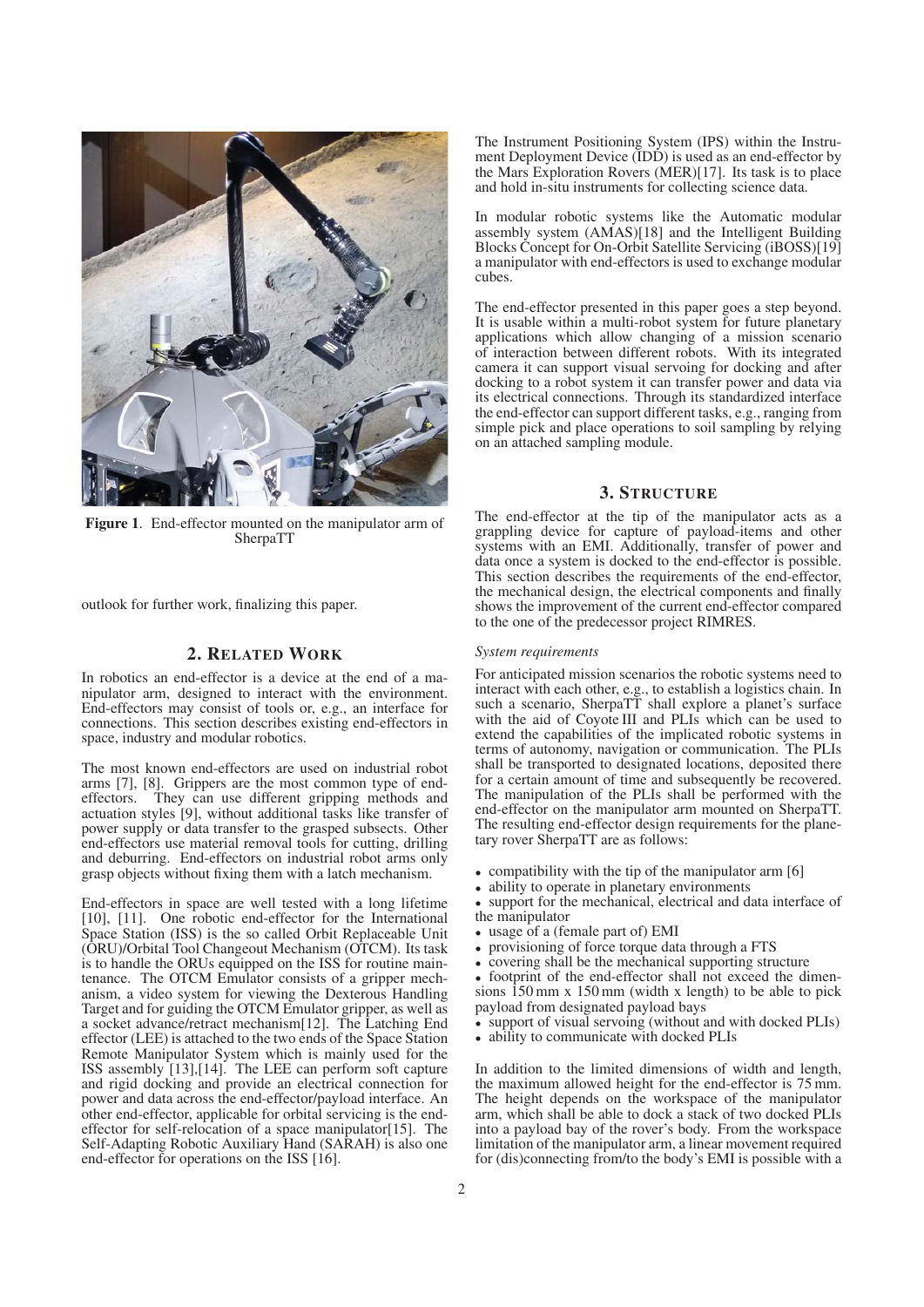**Figure 1**. End-effector mounted on the manipulator arm of SherpaTT

outlook for further work, finalizing this paper.

## 2. Related Work

In robotics an end-effector is a device at the end of a manipulator arm, designed to interact with the environment. End-effectors may consist of tools or, e.g., an interface for connections. This section describes existing end-effectors in space, industry and modular robotics.

The most known end-effectors are used on industrial robot arms [7], [8]. Grippers are the most common type of end-effectors. They can use different gripping methods and actuation styles [9], without additional tasks like transfer of power supply or data transfer to the grasped subsects. Other end-effectors use material removal tools for cutting, drilling and deburring. End-effectors on industrial robot arms only grasp objects without fixing them with a latch mechanism.

End-effectors in space are well tested with a long lifetime [10], [11]. One robotic end-effector for the International Space Station (ISS) is the so called Orbit Replaceable Unit (ORU)/Orbital Tool Changeout Mechanism (OTCM). Its task is to handle the ORUs equipped on the ISS for routine maintenance. The OTCM Emulator consists of a gripper mechanism, a video system for viewing the Dexterous Handling Target and for guiding the OTCM Emulator gripper, as well as a socket advance/retract mechanism[12]. The Latching End effector (LEE) is attached to the two ends of the Space Station Remote Manipulator System which is mainly used for the ISS assembly [13],[14]. The LEE can perform soft capture and rigid docking and provide an electrical connection for power and data across the end-effector/payload interface. An other end-effector, applicable for orbital servicing is the end-effector for self-relocation of a space manipulator[15]. The Self-Adapting Robotic Auxiliary Hand (SARAH) is also one end-effector for operations on the ISS [16].

The Instrument Positioning System (IPS) within the Instrument Deployment Device (IDD) is used as an end-effector by the Mars Exploration Rovers (MER)[17]. Its task is to place and hold in-situ instruments for collecting science data.

In modular robotic systems like the Automatic modular assembly system (AMAS)[18] and the Intelligent Building Blocks Concept for On-Orbit Satellite Servicing (iBOSS)[19] a manipulator with end-effectors is used to exchange modular cubes.

The end-effector presented in this paper goes a step beyond. It is usable within a multi-robot system for future planetary applications which allow changing of a mission scenario of interaction between different robots. With its integrated camera it can support visual servoing for docking and after docking to a robot system it can transfer power and data via its electrical connections. Through its standardized interface the end-effector can support different tasks, e.g., ranging from simple pick and place operations to soil sampling by relying on an attached sampling module.

## 3. Structure

The end-effector at the tip of the manipulator acts as a grappling device for capture of payload-items and other systems with an EMI. Additionally, transfer of power and data once a system is docked to the end-effector is possible. This section describes the requirements of the end-effector, the mechanical design, the electrical components and finally shows the improvement of the current end-effector compared to the one of the predecessor project RIMRES.

### *System requirements*

For anticipated mission scenarios the robotic systems need to interact with each other, e.g., to establish a logistics chain. In such a scenario, SherpaTT shall explore a planet's surface with the aid of Coyote III and PLIs which can be used to extend the capabilities of the implicated robotic systems in terms of autonomy, navigation or communication. The PLIs shall be transported to designated locations, deposited there for a certain amount of time and subsequently be recovered. The manipulation of the PLIs shall be performed with the end-effector on the manipulator arm mounted on SherpaTT. The resulting end-effector design requirements for the planetary rover SherpaTT are as follows:

- compatibility with the tip of the manipulator arm [6]
- ability to operate in planetary environments
- support for the mechanical, electrical and data interface of the manipulator
- usage of a (female part of) EMI
- provisioning of force torque data through a FTS
- covering shall be the mechanical supporting structure
- footprint of the end-effector shall not exceed the dimensions 150 mm x 150 mm (width x length) to be able to pick payload from designated payload bays
- support of visual servoing (without and with docked PLIs)
- ability to communicate with docked PLIs

In addition to the limited dimensions of width and length, the maximum allowed height for the end-effector is 75 mm. The height depends on the workspace of the manipulator arm, which shall be able to dock a stack of two docked PLIs into a payload bay of the rover's body. From the workspace limitation of the manipulator arm, a linear movement required for (dis)connecting from/to the body's EMI is possible with a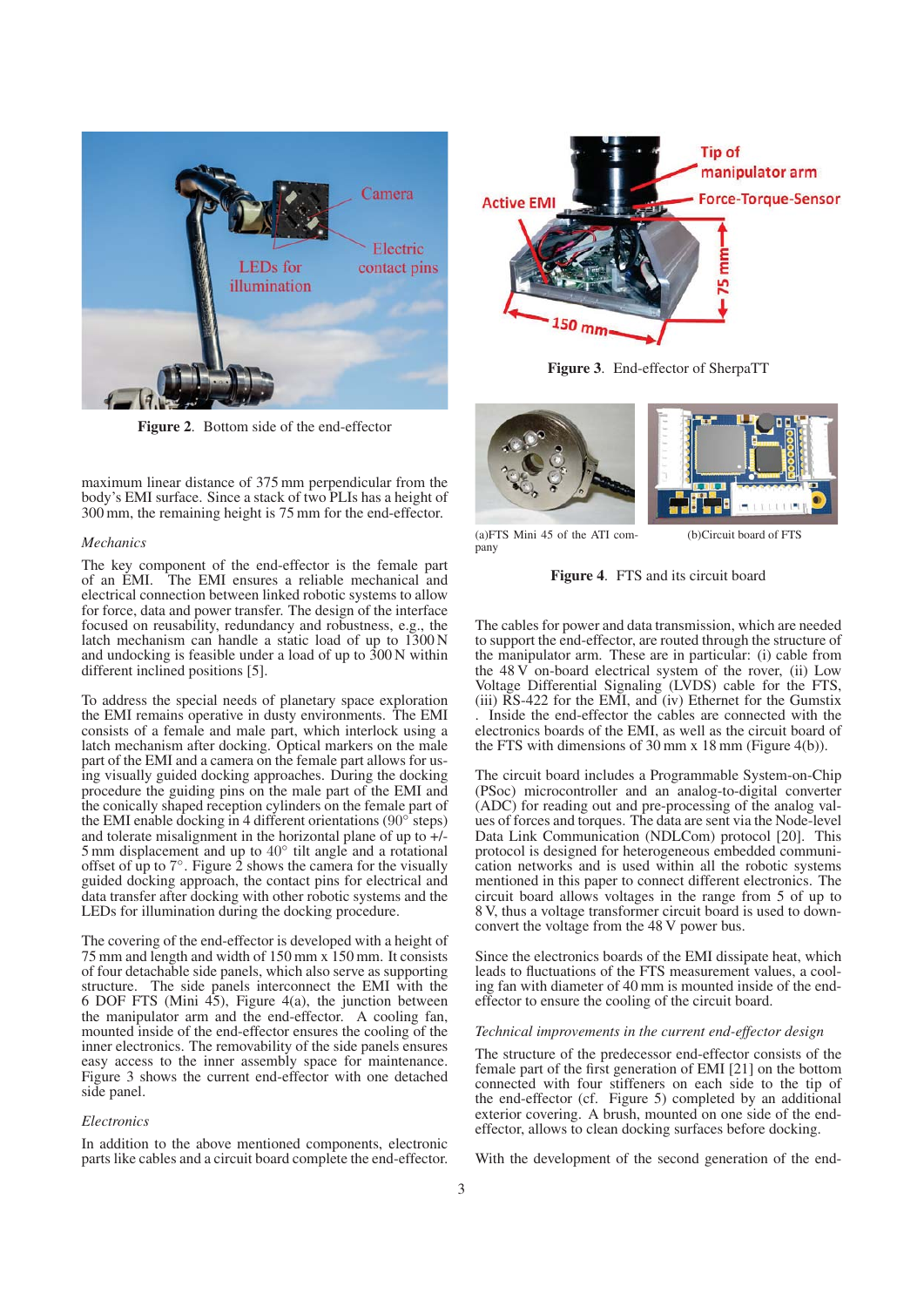Figure 2. Bottom side of the end-effector

Figure 3. End-effector of SherpaTT

maximum linear distance of 375 mm perpendicular from the body's EMI surface. Since a stack of two PLIs has a height of 300 mm, the remaining height is 75 mm for the end-effector.

*Mechanics*

The key component of the end-effector is the female part of an EMI. The EMI ensures a reliable mechanical and electrical connection between linked robotic systems to allow for force, data and power transfer. The design of the interface focused on reusability, redundancy and robustness, e.g., the latch mechanism can handle a static load of up to 1300 N and undocking is feasible under a load of up to 300 N within different inclined positions [5].

To address the special needs of planetary space exploration the EMI remains operative in dusty environments. The EMI consists of a female and male part, which interlock using a latch mechanism after docking. Optical markers on the male part of the EMI and a camera on the female part allows for using visually guided docking approaches. During the docking procedure the guiding pins on the male part of the EMI and the conically shaped reception cylinders on the female part of the EMI enable docking in 4 different orientations (90° steps) and tolerate misalignment in the horizontal plane of up to +/- 5 mm displacement and up to 40° tilt angle and a rotational offset of up to 7°. Figure 2 shows the camera for the visually guided docking approach, the contact pins for electrical and data transfer after docking with other robotic systems and the LEDs for illumination during the docking procedure.

The covering of the end-effector is developed with a height of 75 mm and length and width of 150 mm x 150 mm. It consists of four detachable side panels, which also serve as supporting structure. The side panels interconnect the EMI with the 6 DOF FTS (Mini 45), Figure 4(a), the junction between the manipulator arm and the end-effector. A cooling fan, mounted inside of the end-effector ensures the cooling of the inner electronics. The removability of the side panels ensures easy access to the inner assembly space for maintenance. Figure 3 shows the current end-effector with one detached side panel.

*Electronics*

In addition to the above mentioned components, electronic parts like cables and a circuit board complete the end-effector.

(a)FTS Mini 45 of the ATI company

(b)Circuit board of FTS

Figure 4. FTS and its circuit board

The cables for power and data transmission, which are needed to support the end-effector, are routed through the structure of the manipulator arm. These are in particular: (i) cable from the 48 V on-board electrical system of the rover, (ii) Low Voltage Differential Signaling (LVDS) cable for the FTS, (iii) RS-422 for the EMI, and (iv) Ethernet for the Gumstix . Inside the end-effector the cables are connected with the electronics boards of the EMI, as well as the circuit board of the FTS with dimensions of 30 mm x 18 mm (Figure 4(b)).

The circuit board includes a Programmable System-on-Chip (PSoc) microcontroller and an analog-to-digital converter (ADC) for reading out and pre-processing of the analog values of forces and torques. The data are sent via the Node-level Data Link Communication (NDLCom) protocol [20]. This protocol is designed for heterogeneous embedded communication networks and is used within all the robotic systems mentioned in this paper to connect different electronics. The circuit board allows voltages in the range from 5 of up to 8 V, thus a voltage transformer circuit board is used to down-convert the voltage from the 48 V power bus.

Since the electronics boards of the EMI dissipate heat, which leads to fluctuations of the FTS measurement values, a cooling fan with diameter of 40 mm is mounted inside of the end-effector to ensure the cooling of the circuit board.

*Technical improvements in the current end-effector design*

The structure of the predecessor end-effector consists of the female part of the first generation of EMI [21] on the bottom connected with four stiffeners on each side to the tip of the end-effector (cf. Figure 5) completed by an additional exterior covering. A brush, mounted on one side of the end-effector, allows to clean docking surfaces before docking.

With the development of the second generation of the end-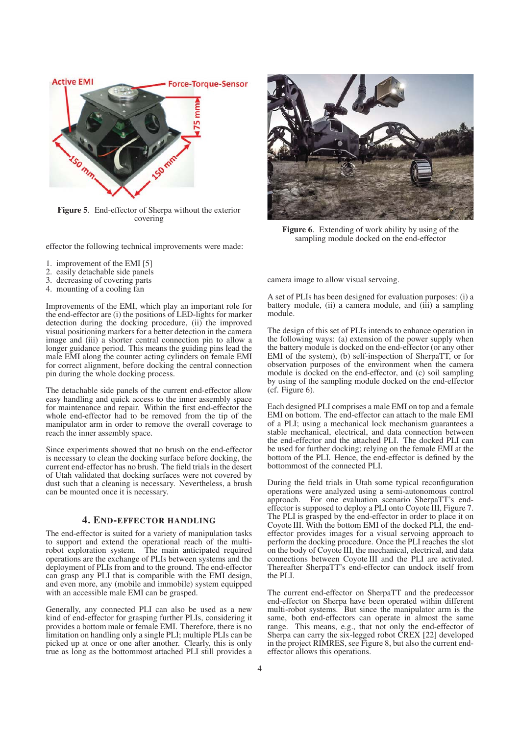Figure 5. End-effector of Sherpa without the exterior covering

effector the following technical improvements were made:

1. improvement of the EMI [5]
2. easily detachable side panels
3. decreasing of covering parts
4. mounting of a cooling fan

Improvements of the EMI, which play an important role for the end-effector are (i) the positions of LED-lights for marker detection during the docking procedure, (ii) the improved visual positioning markers for a better detection in the camera image and (iii) a shorter central connection pin to allow a longer guidance period. This means the guiding pins lead the male EMI along the counter acting cylinders on female EMI for correct alignment, before docking the central connection pin during the whole docking process.

The detachable side panels of the current end-effector allow easy handling and quick access to the inner assembly space for maintenance and repair. Within the first end-effector the whole end-effector had to be removed from the tip of the manipulator arm in order to remove the overall coverage to reach the inner assembly space.

Since experiments showed that no brush on the end-effector is necessary to clean the docking surface before docking, the current end-effector has no brush. The field trials in the desert of Utah validated that docking surfaces were not covered by dust such that a cleaning is necessary. Nevertheless, a brush can be mounted once it is necessary.

## 4. End-effector handling

The end-effector is suited for a variety of manipulation tasks to support and extend the operational reach of the multi-robot exploration system. The main anticipated required operations are the exchange of PLIs between systems and the deployment of PLIs from and to the ground. The end-effector can grasp any PLI that is compatible with the EMI design, and even more, any (mobile and immobile) system equipped with an accessible male EMI can be grasped.

Generally, any connected PLI can also be used as a new kind of end-effector for grasping further PLIs, considering it provides a bottom male or female EMI. Therefore, there is no limitation on handling only a single PLI; multiple PLIs can be picked up at once or one after another. Clearly, this is only true as long as the bottommost attached PLI still provides a camera image to allow visual servoing.

Figure 6. Extending of work ability by using of the sampling module docked on the end-effector

A set of PLIs has been designed for evaluation purposes: (i) a battery module, (ii) a camera module, and (iii) a sampling module.

The design of this set of PLIs intends to enhance operation in the following ways: (a) extension of the power supply when the battery module is docked on the end-effector (or any other EMI of the system), (b) self-inspection of SherpaTT, or for observation purposes of the environment when the camera module is docked on the end-effector, and (c) soil sampling by using of the sampling module docked on the end-effector (cf. Figure 6).

Each designed PLI comprises a male EMI on top and a female EMI on bottom. The end-effector can attach to the male EMI of a PLI; using a mechanical lock mechanism guarantees a stable mechanical, electrical, and data connection between the end-effector and the attached PLI. The docked PLI can be used for further docking; relying on the female EMI at the bottom of the PLI. Hence, the end-effector is defined by the bottommost of the connected PLI.

During the field trials in Utah some typical reconfiguration operations were analyzed using a semi-autonomous control approach. For one evaluation scenario SherpaTT's end-effector is supposed to deploy a PLI onto Coyote III, Figure 7. The PLI is grasped by the end-effector in order to place it on Coyote III. With the bottom EMI of the docked PLI, the end-effector provides images for a visual servoing approach to perform the docking procedure. Once the PLI reaches the slot on the body of Coyote III, the mechanical, electrical, and data connections between Coyote III and the PLI are activated. Thereafter SherpaTT's end-effector can undock itself from the PLI.

The current end-effector on SherpaTT and the predecessor end-effector on Sherpa have been operated within different multi-robot systems. But since the manipulator arm is the same, both end-effectors can operate in almost the same range. This means, e.g., that not only the end-effector of Sherpa can carry the six-legged robot CREX [22] developed in the project RIMRES, see Figure 8, but also the current end-effector allows this operations.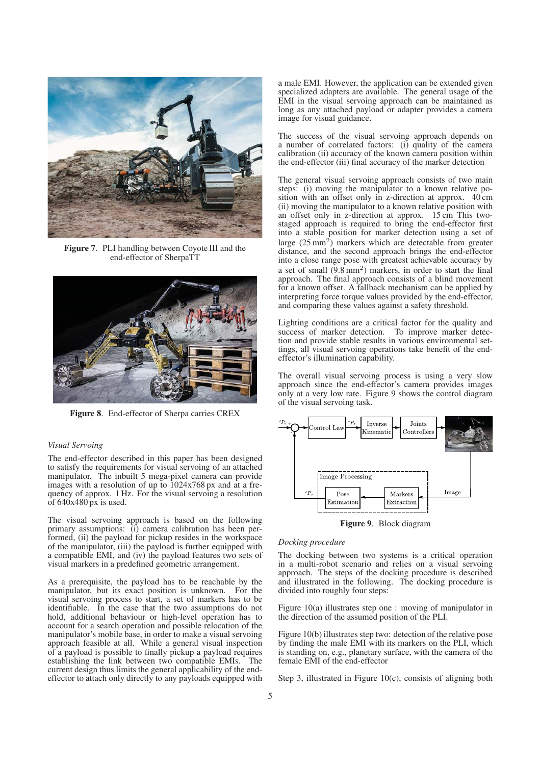**Figure 7**. PLI handling between Coyote III and the end-effector of SherpaTT

**Figure 8**. End-effector of Sherpa carries CREX

### *Visual Servoing*

The end-effector described in this paper has been designed to satisfy the requirements for visual servoing of an attached manipulator. The inbuilt 5 mega-pixel camera can provide images with a resolution of up to 1024x768 px and at a frequency of approx. 1 Hz. For the visual servoing a resolution of 640x480 px is used.

The visual servoing approach is based on the following primary assumptions: (i) camera calibration has been performed, (ii) the payload for pickup resides in the workspace of the manipulator, (iii) the payload is further equipped with a compatible EMI, and (iv) the payload features two sets of visual markers in a predefined geometric arrangement.

As a prerequisite, the payload has to be reachable by the manipulator, but its exact position is unknown. For the visual servoing process to start, a set of markers has to be identifiable. In the case that the two assumptions do not hold, additional behaviour or high-level operation has to account for a search operation and possible relocation of the manipulator's mobile base, in order to make a visual servoing approach feasible at all. While a general visual inspection of a payload is possible to finally pickup a payload requires establishing the link between two compatible EMIs. The current design thus limits the general applicability of the end-effector to attach only directly to any payloads equipped with a male EMI. However, the application can be extended given specialized adapters are available. The general usage of the EMI in the visual servoing approach can be maintained as long as any attached payload or adapter provides a camera image for visual guidance.

The success of the visual servoing approach depends on a number of correlated factors: (i) quality of the camera calibration (ii) accuracy of the known camera position within the end-effector (iii) final accuracy of the marker detection

The general visual servoing approach consists of two main steps: (i) moving the manipulator to a known relative position with an offset only in z-direction at approx. 40 cm (ii) moving the manipulator to a known relative position with an offset only in z-direction at approx. 15 cm This two-staged approach is required to bring the end-effector first into a stable position for marker detection using a set of large (25 $\text{mm}^2$) markers which are detectable from greater distance, and the second approach brings the end-effector into a close range pose with greatest achievable accuracy by a set of small (9.8 $\text{mm}^2$) markers, in order to start the final approach. The final approach consists of a blind movement for a known offset. A fallback mechanism can be applied by interpreting force torque values provided by the end-effector, and comparing these values against a safety threshold.

Lighting conditions are a critical factor for the quality and success of marker detection. To improve marker detection and provide stable results in various environmental settings, all visual servoing operations take benefit of the end-effector's illumination capability.

The overall visual servoing process is using a very slow approach since the end-effector's camera provides images only at a very low rate. Figure 9 shows the control diagram of the visual servoing task.

**Figure 9**. Block diagram

### *Docking procedure*

The docking between two systems is a critical operation in a multi-robot scenario and relies on a visual servoing approach. The steps of the docking procedure is described and illustrated in the following. The docking procedure is divided into roughly four steps:

Figure 10(a) illustrates step one : moving of manipulator in the direction of the assumed position of the PLI.

Figure 10(b) illustrates step two: detection of the relative pose by finding the male EMI with its markers on the PLI, which is standing on, e.g., planetary surface, with the camera of the female EMI of the end-effector

Step 3, illustrated in Figure 10(c), consists of aligning both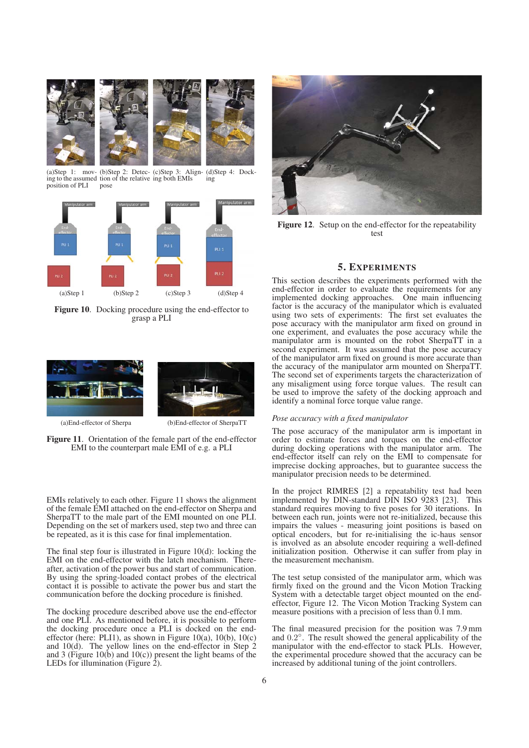(a)Step 1: moving to the assumed position of PLI (b)Step 2: Detection of the relative pose (c)Step 3: Aligning both EMIs (d)Step 4: Docking

(a)Step 1 (b)Step 2 (c)Step 3 (d)Step 4

**Figure 10**. Docking procedure using the end-effector to grasp a PLI

(a)End-effector of Sherpa (b)End-effector of SherpaTT

**Figure 11**. Orientation of the female part of the end-effector EMI to the counterpart male EMI of e.g. a PLI

EMIs relatively to each other. Figure 11 shows the alignment of the female EMI attached on the end-effector on Sherpa and SherpaTT to the male part of the EMI mounted on one PLI. Depending on the set of markers used, step two and three can be repeated, as it is this case for final implementation.

The final step four is illustrated in Figure 10(d): locking the EMI on the end-effector with the latch mechanism. Thereafter, activation of the power bus and start of communication. By using the spring-loaded contact probes of the electrical contact it is possible to activate the power bus and start the communication before the docking procedure is finished.

The docking procedure described above use the end-effector and one PLI. As mentioned before, it is possible to perform the docking procedure once a PLI is docked on the end-effector (here: PLI1), as shown in Figure 10(a), 10(b), 10(c) and 10(d). The yellow lines on the end-effector in Step 2 and 3 (Figure 10(b) and 10(c)) present the light beams of the LEDs for illumination (Figure 2).

**Figure 12**. Setup on the end-effector for the repeatability test

## 5. EXPERIMENTS

This section describes the experiments performed with the end-effector in order to evaluate the requirements for any implemented docking approaches. One main influencing factor is the accuracy of the manipulator which is evaluated using two sets of experiments: The first set evaluates the pose accuracy with the manipulator arm fixed on ground in one experiment, and evaluates the pose accuracy while the manipulator arm is mounted on the robot SherpaTT in a second experiment. It was assumed that the pose accuracy of the manipulator arm fixed on ground is more accurate than the accuracy of the manipulator arm mounted on SherpaTT. The second set of experiments targets the characterization of any misaligment using force torque values. The result can be used to improve the safety of the docking approach and identify a nominal force torque value range.

### *Pose accuracy with a fixed manipulator*

The pose accuracy of the manipulator arm is important in order to estimate forces and torques on the end-effector during docking operations with the manipulator arm. The end-effector itself can rely on the EMI to compensate for imprecise docking approaches, but to guarantee success the manipulator precision needs to be determined.

In the project RIMRES [2] a repeatability test had been implemented by DIN-standard DIN ISO 9283 [23]. This standard requires moving to five poses for 30 iterations. In between each run, joints were not re-initialized, because this impairs the values - measuring joint positions is based on optical encoders, but for re-initialising the ic-haus sensor is involved as an absolute encoder requiring a well-defined initialization position. Otherwise it can suffer from play in the measurement mechanism.

The test setup consisted of the manipulator arm, which was firmly fixed on the ground and the Vicon Motion Tracking System with a detectable target object mounted on the end-effector, Figure 12. The Vicon Motion Tracking System can measure positions with a precision of less than 0.1 mm.

The final measured precision for the position was 7.9 mm and $0.2^{\circ}$. The result showed the general applicability of the manipulator with the end-effector to stack PLIs. However, the experimental procedure showed that the accuracy can be increased by additional tuning of the joint controllers.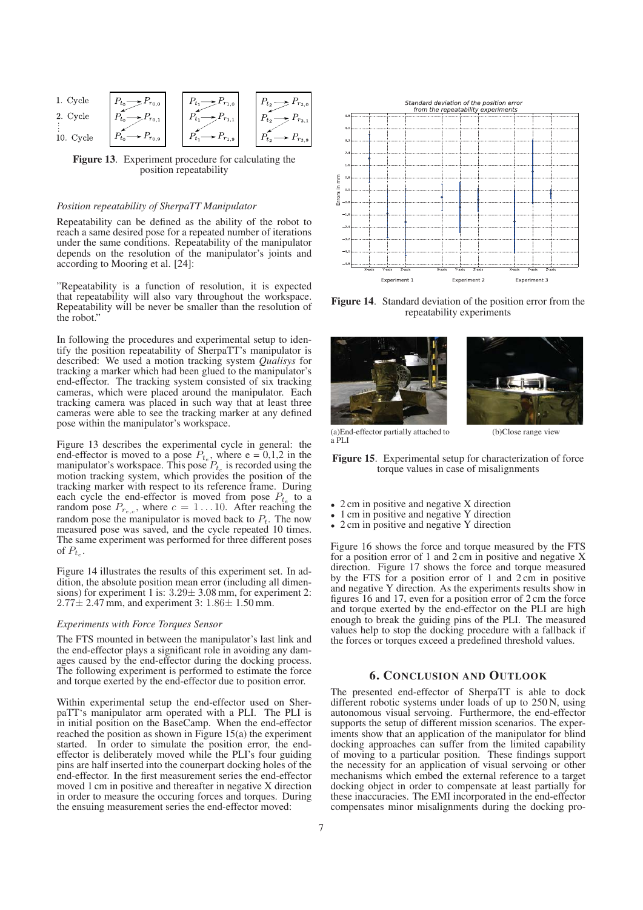Figure 13. Experiment procedure for calculating the position repeatability

*Position repeatability of SherpaTT Manipulator*

Repeatability can be defined as the ability of the robot to reach a same desired pose for a repeated number of iterations under the same conditions. Repeatability of the manipulator depends on the resolution of the manipulator's joints and according to Mooring et al. [24]:

"Repeatability is a function of resolution, it is expected that repeatability will also vary throughout the workspace. Repeatability will be never be smaller than the resolution of the robot."

In following the procedures and experimental setup to identify the position repeatability of SherpaTT's manipulator is described: We used a motion tracking system *Qualisys* for tracking a marker which had been glued to the manipulator's end-effector. The tracking system consisted of six tracking cameras, which were placed around the manipulator. Each tracking camera was placed in such way that at least three cameras were able to see the tracking marker at any defined pose within the manipulator's workspace.

Figure 13 describes the experimental cycle in general: the end-effector is moved to a pose $P_{t_e}$, where e = 0,1,2 in the manipulator's workspace. This pose $P_{t_e}$ is recorded using the motion tracking system, which provides the position of the tracking marker with respect to its reference frame. During each cycle the end-effector is moved from pose $P_{t_e}$ to a random pose $P_{r_{e,c}}$, where $c = 1 \ldots 10$. After reaching the random pose the manipulator is moved back to $P_t$. The now measured pose was saved, and the cycle repeated 10 times. The same experiment was performed for three different poses of $P_{t_e}$.

Figure 14 illustrates the results of this experiment set. In addition, the absolute position mean error (including all dimensions) for experiment 1 is: $3.29 \pm 3.08$ mm, for experiment 2: $2.77 \pm 2.47$ mm, and experiment 3: $1.86 \pm 1.50$ mm.

*Experiments with Force Torques Sensor*

The FTS mounted in between the manipulator's last link and the end-effector plays a significant role in avoiding any damages caused by the end-effector during the docking process. The following experiment is performed to estimate the force and torque exerted by the end-effector due to position error.

Within experimental setup the end-effector used on SherpaTT's manipulator arm operated with a PLI. The PLI is in initial position on the BaseCamp. When the end-effector reached the position as shown in Figure 15(a) the experiment started. In order to simulate the position error, the end-effector is deliberately moved while the PLI's four guiding pins are half inserted into the counerpart docking holes of the end-effector. In the first measurement series the end-effector moved 1 cm in positive and thereafter in negative X direction in order to measure the occuring forces and torques. During the ensuing measurement series the end-effector moved:

Figure 14. Standard deviation of the position error from the repeatability experiments

(a)End-effector partially attached to a PLI

(b)Close range view

Figure 15. Experimental setup for characterization of force torque values in case of misalignments

- 2 cm in positive and negative X direction
- 1 cm in positive and negative Y direction
- 2 cm in positive and negative Y direction

Figure 16 shows the force and torque measured by the FTS for a position error of 1 and 2 cm in positive and negative X direction. Figure 17 shows the force and torque measured by the FTS for a position error of 1 and 2 cm in positive and negative Y direction. As the experiments results show in figures 16 and 17, even for a position error of 2 cm the force and torque exerted by the end-effector on the PLI are high enough to break the guiding pins of the PLI. The measured values help to stop the docking procedure with a fallback if the forces or torques exceed a predefined threshold values.

## 6. Conclusion and Outlook

The presented end-effector of SherpaTT is able to dock different robotic systems under loads of up to 250 N, using autonomous visual servoing. Furthermore, the end-effector supports the setup of different mission scenarios. The experiments show that an application of the manipulator for blind docking approaches can suffer from the limited capability of moving to a particular position. These findings support the necessity for an application of visual servoing or other mechanisms which embed the external reference to a target docking object in order to compensate at least partially for these inaccuracies. The EMI incorporated in the end-effector compensates minor misalignments during the docking pro-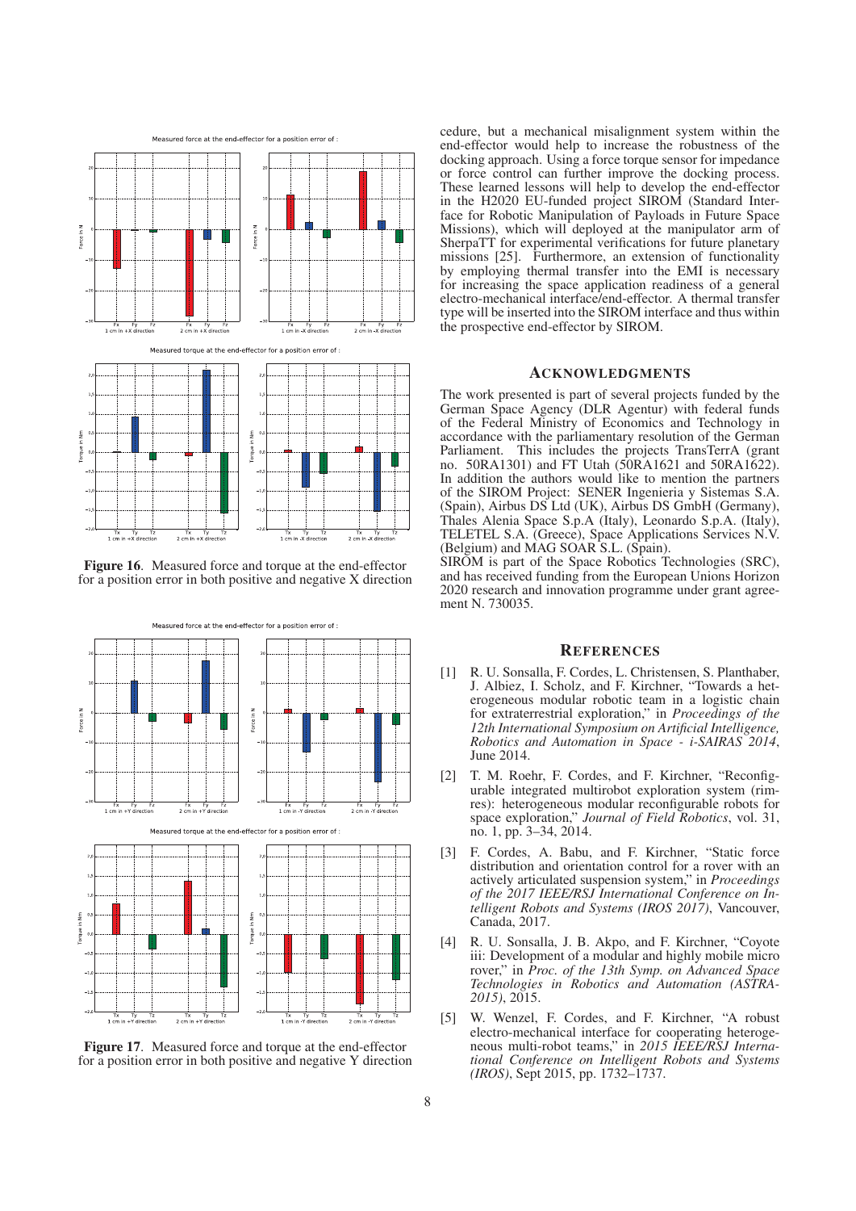Figure 16. Measured force and torque at the end-effector for a position error in both positive and negative X direction

Figure 17. Measured force and torque at the end-effector for a position error in both positive and negative Y direction

cedure, but a mechanical misalignment system within the end-effector would help to increase the robustness of the docking approach. Using a force torque sensor for impedance or force control can further improve the docking process. These learned lessons will help to develop the end-effector in the H2020 EU-funded project SIROM (Standard Interface for Robotic Manipulation of Payloads in Future Space Missions), which will deployed at the manipulator arm of SherpaTT for experimental verifications for future planetary missions [25]. Furthermore, an extension of functionality by employing thermal transfer into the EMI is necessary for increasing the space application readiness of a general electro-mechanical interface/end-effector. A thermal transfer type will be inserted into the SIROM interface and thus within the prospective end-effector by SIROM.

## ACKNOWLEDGMENTS

The work presented is part of several projects funded by the German Space Agency (DLR Agentur) with federal funds of the Federal Ministry of Economics and Technology in accordance with the parliamentary resolution of the German Parliament. This includes the projects TransTerrA (grant no. 50RA1301) and FT Utah (50RA1621 and 50RA1622). In addition the authors would like to mention the partners of the SIROM Project: SENER Ingenieria y Sistemas S.A. (Spain), Airbus DS Ltd (UK), Airbus DS GmbH (Germany), Thales Alenia Space S.p.A (Italy), Leonardo S.p.A. (Italy), TELETEL S.A. (Greece), Space Applications Services N.V. (Belgium) and MAG SOAR S.L. (Spain).
SIROM is part of the Space Robotics Technologies (SRC), and has received funding from the European Unions Horizon 2020 research and innovation programme under grant agreement N. 730035.

## REFERENCES

[1] R. U. Sonsalla, F. Cordes, L. Christensen, S. Planthaber, J. Albiez, I. Scholz, and F. Kirchner, "Towards a heterogeneous modular robotic team in a logistic chain for extraterrestrial exploration," in *Proceedings of the 12th International Symposium on Artificial Intelligence, Robotics and Automation in Space - i-SAIRAS 2014*, June 2014.

[2] T. M. Roehr, F. Cordes, and F. Kirchner, "Reconfigurable integrated multirobot exploration system (rimres): heterogeneous modular reconfigurable robots for space exploration," *Journal of Field Robotics*, vol. 31, no. 1, pp. 3–34, 2014.

[3] F. Cordes, A. Babu, and F. Kirchner, "Static force distribution and orientation control for a rover with an actively articulated suspension system," in *Proceedings of the 2017 IEEE/RSJ International Conference on Intelligent Robots and Systems (IROS 2017)*, Vancouver, Canada, 2017.

[4] R. U. Sonsalla, J. B. Akpo, and F. Kirchner, "Coyote iii: Development of a modular and highly mobile micro rover," in *Proc. of the 13th Symp. on Advanced Space Technologies in Robotics and Automation (ASTRA-2015)*, 2015.

[5] W. Wenzel, F. Cordes, and F. Kirchner, "A robust electro-mechanical interface for cooperating heterogeneous multi-robot teams," in *2015 IEEE/RSJ International Conference on Intelligent Robots and Systems (IROS)*, Sept 2015, pp. 1732–1737.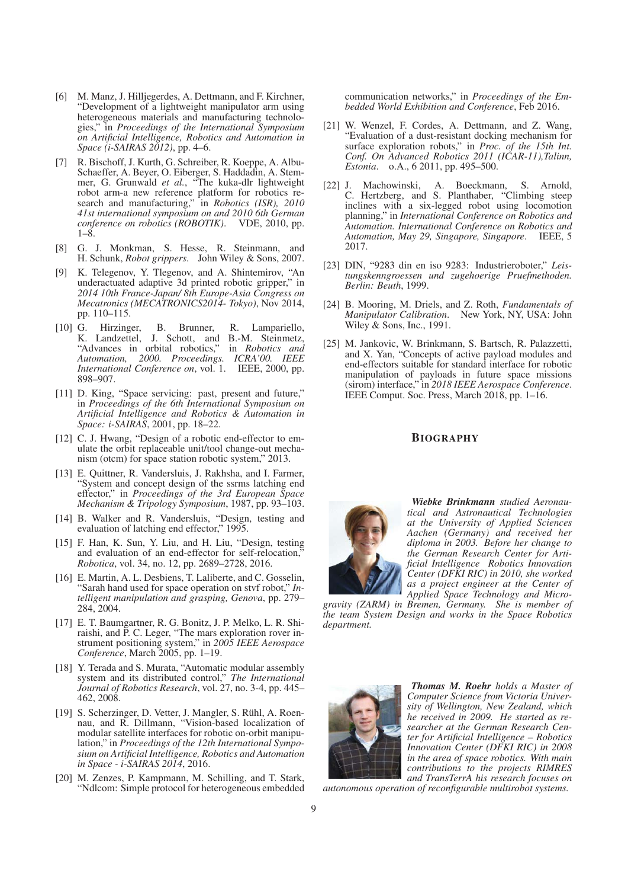[6] M. Manz, J. Hilljegerdes, A. Dettmann, and F. Kirchner, "Development of a lightweight manipulator arm using heterogeneous materials and manufacturing technologies," in *Proceedings of the International Symposium on Artificial Intelligence, Robotics and Automation in Space (i-SAIRAS 2012)*, pp. 4–6.

[7] R. Bischoff, J. Kurth, G. Schreiber, R. Koeppe, A. Albu-Schaeffer, A. Beyer, O. Eiberger, S. Haddadin, A. Stemmer, G. Grunwald *et al.*, "The kuka-dlr lightweight robot arm-a new reference platform for robotics research and manufacturing," in *Robotics (ISR), 2010 41st international symposium on and 2010 6th German conference on robotics (ROBOTIK)*. VDE, 2010, pp. 1–8.

[8] G. J. Monkman, S. Hesse, R. Steinmann, and H. Schunk, *Robot grippers*. John Wiley & Sons, 2007.

[9] K. Telegenov, Y. Tlegenov, and A. Shintemirov, "An underactuated adaptive 3d printed robotic gripper," in *2014 10th France-Japan/ 8th Europe-Asia Congress on Mecatronics (MECATRONICS2014- Tokyo)*, Nov 2014, pp. 110–115.

[10] G. Hirzinger, B. Brunner, R. Lampariello, K. Landzettel, J. Schott, and B.-M. Steinmetz, "Advances in orbital robotics," in *Robotics and Automation, 2000. Proceedings. ICRA'00. IEEE International Conference on*, vol. 1. IEEE, 2000, pp. 898–907.

[11] D. King, "Space servicing: past, present and future," in *Proceedings of the 6th International Symposium on Artificial Intelligence and Robotics & Automation in Space: i-SAIRAS*, 2001, pp. 18–22.

[12] C. J. Hwang, "Design of a robotic end-effector to emulate the orbit replaceable unit/tool change-out mechanism (otcm) for space station robotic system," 2013.

[13] E. Quittner, R. Vandersluis, J. Rakhsha, and I. Farmer, "System and concept design of the ssrms latching end effector," in *Proceedings of the 3rd European Space Mechanism & Tripology Symposium*, 1987, pp. 93–103.

[14] B. Walker and R. Vandersluis, "Design, testing and evaluation of latching end effector," 1995.

[15] F. Han, K. Sun, Y. Liu, and H. Liu, "Design, testing and evaluation of an end-effector for self-relocation," *Robotica*, vol. 34, no. 12, pp. 2689–2728, 2016.

[16] E. Martin, A. L. Desbiens, T. Laliberte, and C. Gosselin, "Sarah hand used for space operation on stvf robot," *Intelligent manipulation and grasping, Genova*, pp. 279–284, 2004.

[17] E. T. Baumgartner, R. G. Bonitz, J. P. Melko, L. R. Shiraishi, and P. C. Leger, "The mars exploration rover instrument positioning system," in *2005 IEEE Aerospace Conference*, March 2005, pp. 1–19.

[18] Y. Terada and S. Murata, "Automatic modular assembly system and its distributed control," *The International Journal of Robotics Research*, vol. 27, no. 3-4, pp. 445–462, 2008.

[19] S. Scherzinger, D. Vetter, J. Mangler, S. Rühl, A. Roennau, and R. Dillmann, "Vision-based localization of modular satellite interfaces for robotic on-orbit manipulation," in *Proceedings of the 12th International Symposium on Artificial Intelligence, Robotics and Automation in Space - i-SAIRAS 2014*, 2016.

[20] M. Zenzes, P. Kampmann, M. Schilling, and T. Stark, "Ndlcom: Simple protocol for heterogeneous embedded communication networks," in *Proceedings of the Embedded World Exhibition and Conference*, Feb 2016.

[21] W. Wenzel, F. Cordes, A. Dettmann, and Z. Wang, "Evaluation of a dust-resistant docking mechanism for surface exploration robots," in *Proc. of the 15th Int. Conf. On Advanced Robotics 2011 (ICAR-11),Talinn, Estonia*. o.A., 6 2011, pp. 495–500.

[22] J. Machowinski, A. Boeckmann, S. Arnold, C. Hertzberg, and S. Planthaber, "Climbing steep inclines with a six-legged robot using locomotion planning," in *International Conference on Robotics and Automation. International Conference on Robotics and Automation, May 29, Singapore, Singapore*. IEEE, 5 2017.

[23] DIN, "9283 din en iso 9283: Industrieroboter," *Leistungskenngroessen und zugehoerige Pruefmethoden. Berlin: Beuth*, 1999.

[24] B. Mooring, M. Driels, and Z. Roth, *Fundamentals of Manipulator Calibration*. New York, NY, USA: John Wiley & Sons, Inc., 1991.

[25] M. Jankovic, W. Brinkmann, S. Bartsch, R. Palazzetti, and X. Yan, "Concepts of active payload modules and end-effectors suitable for standard interface for robotic manipulation of payloads in future space missions (sirom) interface," in *2018 IEEE Aerospace Conference*. IEEE Comput. Soc. Press, March 2018, pp. 1–16.

## BIOGRAPHY

***Wiebke Brinkmann*** *studied Aeronautical and Astronautical Technologies at the University of Applied Sciences Aachen (Germany) and received her diploma in 2003. Before her change to the German Research Center for Artificial Intelligence Robotics Innovation Center (DFKI RIC) in 2010, she worked as a project engineer at the Center of Applied Space Technology and Microgravity (ZARM) in Bremen, Germany. She is member of the team System Design and works in the Space Robotics department.*

***Thomas M. Roehr*** *holds a Master of Computer Science from Victoria University of Wellington, New Zealand, which he received in 2009. He started as researcher at the German Research Center for Artificial Intelligence – Robotics Innovation Center (DFKI RIC) in 2008 in the area of space robotics. With main contributions to the projects RIMRES and TransTerrA his research focuses on autonomous operation of reconfigurable multirobot systems.*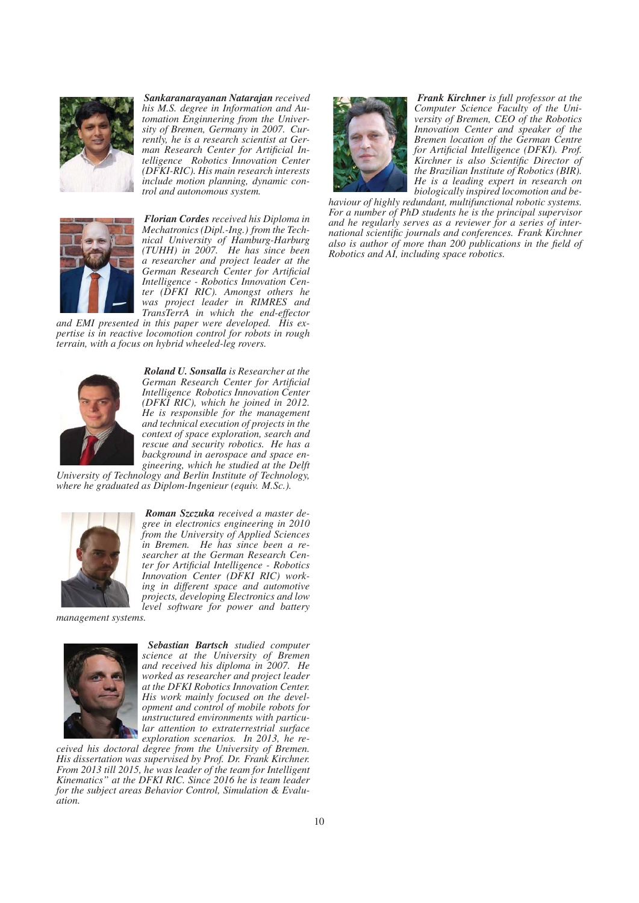***Sankaranarayanan Natarajan*** *received his M.S. degree in Information and Automation Enginnering from the University of Bremen, Germany in 2007. Currently, he is a research scientist at German Research Center for Artificial Intelligence Robotics Innovation Center (DFKI-RIC). His main research interests include motion planning, dynamic control and autonomous system.*

***Florian Cordes*** *received his Diploma in Mechatronics (Dipl.-Ing.) from the Technical University of Hamburg-Harburg (TUHH) in 2007. He has since been a researcher and project leader at the German Research Center for Artificial Intelligence - Robotics Innovation Center (DFKI RIC). Amongst others he was project leader in RIMRES and TransTerrA in which the end-effector and EMI presented in this paper were developed. His expertise is in reactive locomotion control for robots in rough terrain, with a focus on hybrid wheeled-leg rovers.*

***Roland U. Sonsalla*** *is Researcher at the German Research Center for Artificial Intelligence Robotics Innovation Center (DFKI RIC), which he joined in 2012. He is responsible for the management and technical execution of projects in the context of space exploration, search and rescue and security robotics. He has a background in aerospace and space engineering, which he studied at the Delft University of Technology and Berlin Institute of Technology, where he graduated as Diplom-Ingenieur (equiv. M.Sc.).*

***Roman Szczuka*** *received a master degree in electronics engineering in 2010 from the University of Applied Sciences in Bremen. He has since been a researcher at the German Research Center for Artificial Intelligence - Robotics Innovation Center (DFKI RIC) working in different space and automotive projects, developing Electronics and low level software for power and battery management systems.*

***Sebastian Bartsch*** *studied computer science at the University of Bremen and received his diploma in 2007. He worked as researcher and project leader at the DFKI Robotics Innovation Center. His work mainly focused on the development and control of mobile robots for unstructured environments with particular attention to extraterrestrial surface exploration scenarios. In 2013, he received his doctoral degree from the University of Bremen. His dissertation was supervised by Prof. Dr. Frank Kirchner. From 2013 till 2015, he was leader of the team for Intelligent Kinematics" at the DFKI RIC. Since 2016 he is team leader for the subject areas Behavior Control, Simulation & Evaluation.*

***Frank Kirchner*** *is full professor at the Computer Science Faculty of the University of Bremen, CEO of the Robotics Innovation Center and speaker of the Bremen location of the German Centre for Artificial Intelligence (DFKI). Prof. Kirchner is also Scientific Director of the Brazilian Institute of Robotics (BIR). He is a leading expert in research on biologically inspired locomotion and behaviour of highly redundant, multifunctional robotic systems. For a number of PhD students he is the principal supervisor and he regularly serves as a reviewer for a series of international scientific journals and conferences. Frank Kirchner also is author of more than 200 publications in the field of Robotics and AI, including space robotics.*